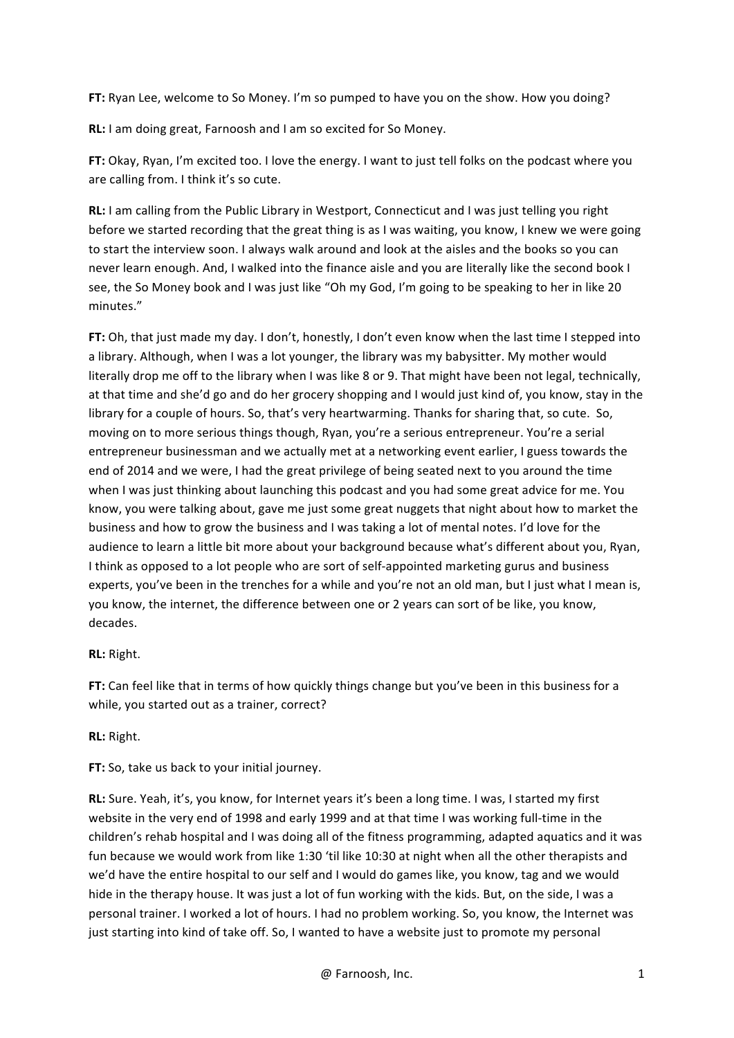**FT:** Ryan Lee, welcome to So Money. I'm so pumped to have you on the show. How you doing?

**RL:** I am doing great, Farnoosh and I am so excited for So Money.

**FT:** Okay, Ryan, I'm excited too. I love the energy. I want to just tell folks on the podcast where you are calling from. I think it's so cute.

**RL:** I am calling from the Public Library in Westport, Connecticut and I was just telling you right before we started recording that the great thing is as I was waiting, you know, I knew we were going to start the interview soon. I always walk around and look at the aisles and the books so you can never learn enough. And, I walked into the finance aisle and you are literally like the second book I see, the So Money book and I was just like "Oh my God, I'm going to be speaking to her in like 20 minutes."

**FT:** Oh, that just made my day. I don't, honestly, I don't even know when the last time I stepped into a library. Although, when I was a lot younger, the library was my babysitter. My mother would literally drop me off to the library when I was like 8 or 9. That might have been not legal, technically, at that time and she'd go and do her grocery shopping and I would just kind of, you know, stay in the library for a couple of hours. So, that's very heartwarming. Thanks for sharing that, so cute. So, moving on to more serious things though, Ryan, you're a serious entrepreneur. You're a serial entrepreneur businessman and we actually met at a networking event earlier, I guess towards the end of 2014 and we were, I had the great privilege of being seated next to you around the time when I was just thinking about launching this podcast and you had some great advice for me. You know, you were talking about, gave me just some great nuggets that night about how to market the business and how to grow the business and I was taking a lot of mental notes. I'd love for the audience to learn a little bit more about your background because what's different about you, Ryan, I think as opposed to a lot people who are sort of self-appointed marketing gurus and business experts, you've been in the trenches for a while and you're not an old man, but I just what I mean is, you know, the internet, the difference between one or 2 years can sort of be like, you know, decades.

**RL:** Right.

**FT:** Can feel like that in terms of how quickly things change but you've been in this business for a while, you started out as a trainer, correct?

**RL:** Right.

**FT:** So, take us back to your initial journey.

**RL:** Sure. Yeah, it's, you know, for Internet years it's been a long time. I was, I started my first website in the very end of 1998 and early 1999 and at that time I was working full-time in the children's rehab hospital and I was doing all of the fitness programming, adapted aquatics and it was fun because we would work from like 1:30 'til like 10:30 at night when all the other therapists and we'd have the entire hospital to our self and I would do games like, you know, tag and we would hide in the therapy house. It was just a lot of fun working with the kids. But, on the side, I was a personal trainer. I worked a lot of hours. I had no problem working. So, you know, the Internet was just starting into kind of take off. So, I wanted to have a website just to promote my personal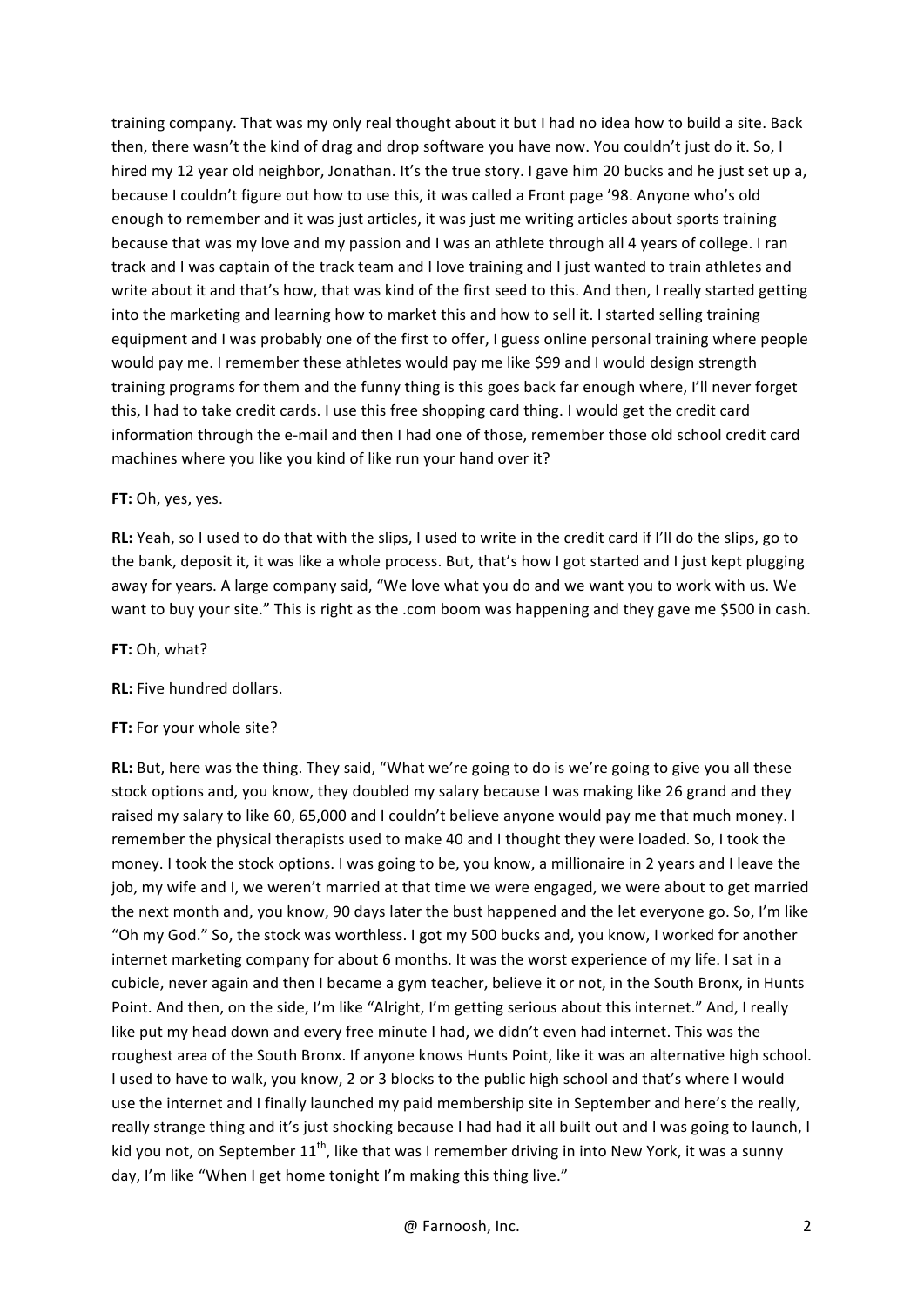training company. That was my only real thought about it but I had no idea how to build a site. Back then, there wasn't the kind of drag and drop software you have now. You couldn't just do it. So, I hired my 12 year old neighbor, Jonathan. It's the true story. I gave him 20 bucks and he just set up a, because I couldn't figure out how to use this, it was called a Front page '98. Anyone who's old enough to remember and it was just articles, it was just me writing articles about sports training because that was my love and my passion and I was an athlete through all 4 years of college. I ran track and I was captain of the track team and I love training and I just wanted to train athletes and write about it and that's how, that was kind of the first seed to this. And then, I really started getting into the marketing and learning how to market this and how to sell it. I started selling training equipment and I was probably one of the first to offer, I guess online personal training where people would pay me. I remember these athletes would pay me like $99 and I would design strength training programs for them and the funny thing is this goes back far enough where, I'll never forget this, I had to take credit cards. I use this free shopping card thing. I would get the credit card information through the e-mail and then I had one of those, remember those old school credit card machines where you like you kind of like run your hand over it?

**FT:** Oh, yes, yes.

**RL:** Yeah, so I used to do that with the slips, I used to write in the credit card if I'll do the slips, go to the bank, deposit it, it was like a whole process. But, that's how I got started and I just kept plugging away for years. A large company said, "We love what you do and we want you to work with us. We want to buy your site." This is right as the .com boom was happening and they gave me $500 in cash.

**FT:** Oh, what?

**RL:** Five hundred dollars.

**FT:** For your whole site?

**RL:** But, here was the thing. They said, "What we're going to do is we're going to give you all these stock options and, you know, they doubled my salary because I was making like 26 grand and they raised my salary to like 60, 65,000 and I couldn't believe anyone would pay me that much money. I remember the physical therapists used to make 40 and I thought they were loaded. So, I took the money. I took the stock options. I was going to be, you know, a millionaire in 2 years and I leave the job, my wife and I, we weren't married at that time we were engaged, we were about to get married the next month and, you know, 90 days later the bust happened and the let everyone go. So, I'm like "Oh my God." So, the stock was worthless. I got my 500 bucks and, you know, I worked for another internet marketing company for about 6 months. It was the worst experience of my life. I sat in a cubicle, never again and then I became a gym teacher, believe it or not, in the South Bronx, in Hunts Point. And then, on the side, I'm like "Alright, I'm getting serious about this internet." And, I really like put my head down and every free minute I had, we didn't even had internet. This was the roughest area of the South Bronx. If anyone knows Hunts Point, like it was an alternative high school. I used to have to walk, you know, 2 or 3 blocks to the public high school and that's where I would use the internet and I finally launched my paid membership site in September and here's the really, really strange thing and it's just shocking because I had had it all built out and I was going to launch, I kid you not, on September 11th, like that was I remember driving in into New York, it was a sunny day, I'm like "When I get home tonight I'm making this thing live."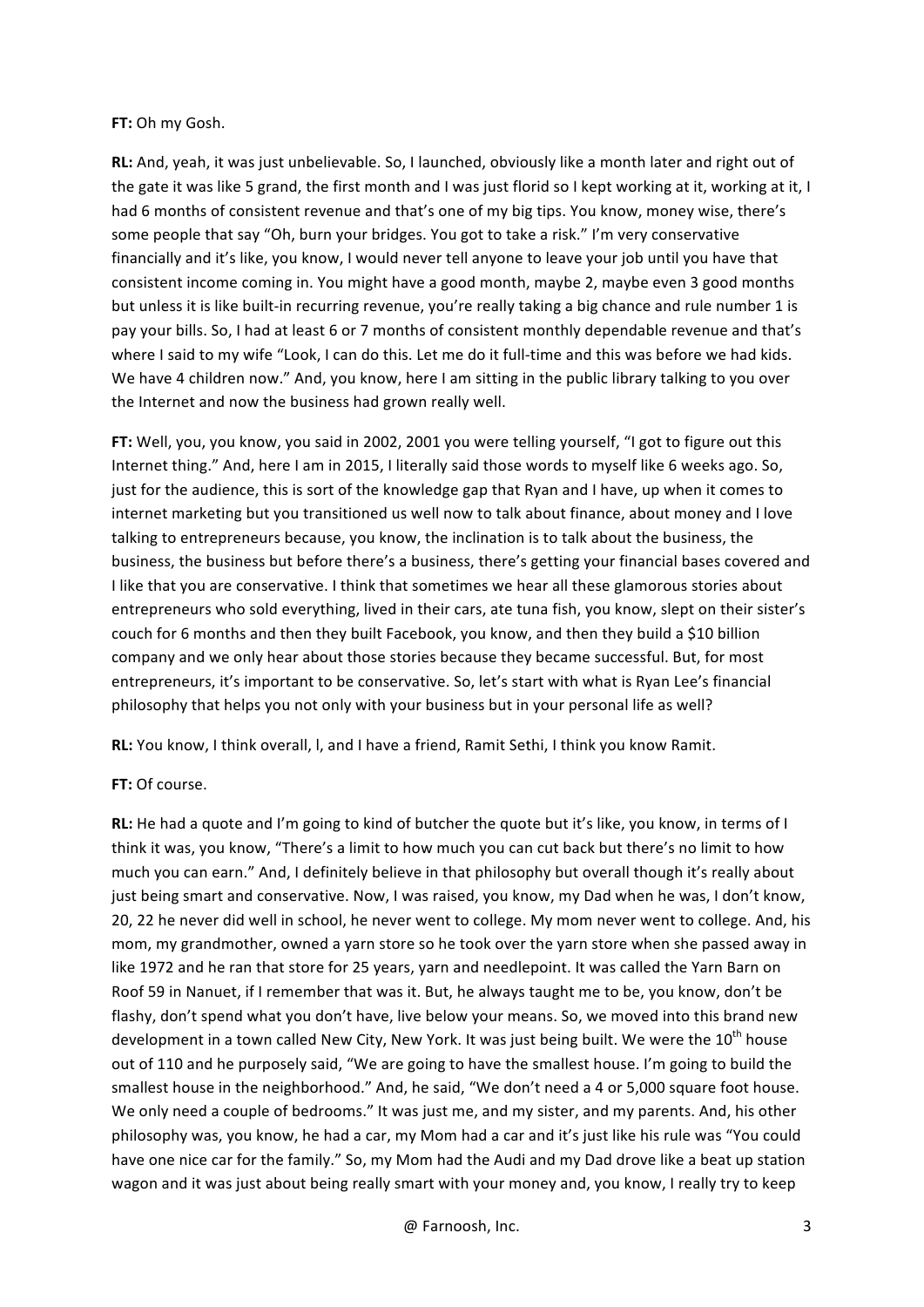**FT:** Oh my Gosh.

**RL:** And, yeah, it was just unbelievable. So, I launched, obviously like a month later and right out of the gate it was like 5 grand, the first month and I was just florid so I kept working at it, working at it, I had 6 months of consistent revenue and that's one of my big tips. You know, money wise, there's some people that say "Oh, burn your bridges. You got to take a risk." I'm very conservative financially and it's like, you know, I would never tell anyone to leave your job until you have that consistent income coming in. You might have a good month, maybe 2, maybe even 3 good months but unless it is like built-in recurring revenue, you're really taking a big chance and rule number 1 is pay your bills. So, I had at least 6 or 7 months of consistent monthly dependable revenue and that's where I said to my wife "Look, I can do this. Let me do it full-time and this was before we had kids. We have 4 children now." And, you know, here I am sitting in the public library talking to you over the Internet and now the business had grown really well.

**FT:** Well, you, you know, you said in 2002, 2001 you were telling yourself, "I got to figure out this Internet thing." And, here I am in 2015, I literally said those words to myself like 6 weeks ago. So, just for the audience, this is sort of the knowledge gap that Ryan and I have, up when it comes to internet marketing but you transitioned us well now to talk about finance, about money and I love talking to entrepreneurs because, you know, the inclination is to talk about the business, the business, the business but before there's a business, there's getting your financial bases covered and I like that you are conservative. I think that sometimes we hear all these glamorous stories about entrepreneurs who sold everything, lived in their cars, ate tuna fish, you know, slept on their sister's couch for 6 months and then they built Facebook, you know, and then they build a $10 billion company and we only hear about those stories because they became successful. But, for most entrepreneurs, it's important to be conservative. So, let's start with what is Ryan Lee's financial philosophy that helps you not only with your business but in your personal life as well?

**RL:** You know, I think overall, I, and I have a friend, Ramit Sethi, I think you know Ramit.

**FT:** Of course.

**RL:** He had a quote and I'm going to kind of butcher the quote but it's like, you know, in terms of I think it was, you know, "There's a limit to how much you can cut back but there's no limit to how much you can earn." And, I definitely believe in that philosophy but overall though it's really about just being smart and conservative. Now, I was raised, you know, my Dad when he was, I don't know, 20, 22 he never did well in school, he never went to college. My mom never went to college. And, his mom, my grandmother, owned a yarn store so he took over the yarn store when she passed away in like 1972 and he ran that store for 25 years, yarn and needlepoint. It was called the Yarn Barn on Roof 59 in Nanuet, if I remember that was it. But, he always taught me to be, you know, don't be flashy, don't spend what you don't have, live below your means. So, we moved into this brand new development in a town called New City, New York. It was just being built. We were the 10th house out of 110 and he purposely said, "We are going to have the smallest house. I'm going to build the smallest house in the neighborhood." And, he said, "We don't need a 4 or 5,000 square foot house. We only need a couple of bedrooms." It was just me, and my sister, and my parents. And, his other philosophy was, you know, he had a car, my Mom had a car and it's just like his rule was "You could have one nice car for the family." So, my Mom had the Audi and my Dad drove like a beat up station wagon and it was just about being really smart with your money and, you know, I really try to keep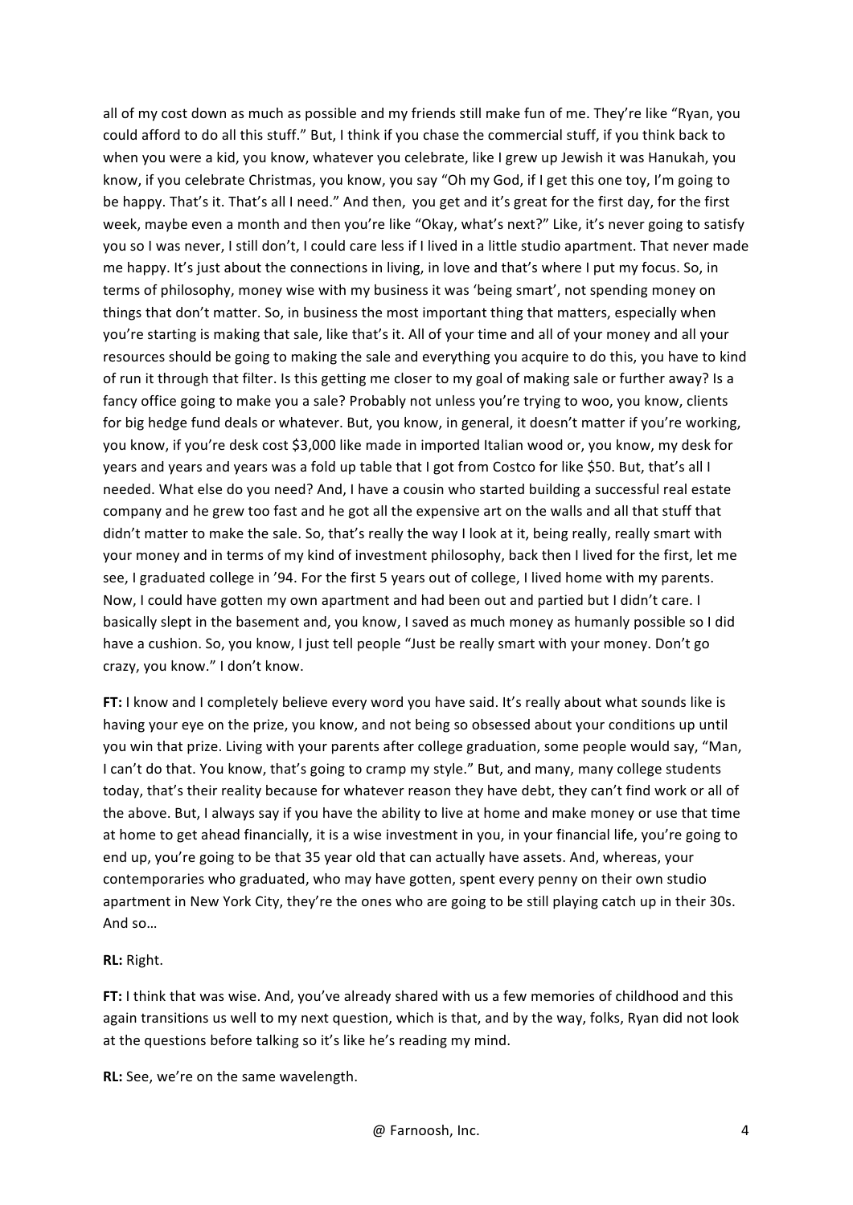all of my cost down as much as possible and my friends still make fun of me. They're like "Ryan, you could afford to do all this stuff." But, I think if you chase the commercial stuff, if you think back to when you were a kid, you know, whatever you celebrate, like I grew up Jewish it was Hanukah, you know, if you celebrate Christmas, you know, you say "Oh my God, if I get this one toy, I'm going to be happy. That's it. That's all I need." And then, you get and it's great for the first day, for the first week, maybe even a month and then you're like "Okay, what's next?" Like, it's never going to satisfy you so I was never, I still don't, I could care less if I lived in a little studio apartment. That never made me happy. It's just about the connections in living, in love and that's where I put my focus. So, in terms of philosophy, money wise with my business it was 'being smart', not spending money on things that don't matter. So, in business the most important thing that matters, especially when you're starting is making that sale, like that's it. All of your time and all of your money and all your resources should be going to making the sale and everything you acquire to do this, you have to kind of run it through that filter. Is this getting me closer to my goal of making sale or further away? Is a fancy office going to make you a sale? Probably not unless you're trying to woo, you know, clients for big hedge fund deals or whatever. But, you know, in general, it doesn't matter if you're working, you know, if you're desk cost $3,000 like made in imported Italian wood or, you know, my desk for years and years and years was a fold up table that I got from Costco for like $50. But, that's all I needed. What else do you need? And, I have a cousin who started building a successful real estate company and he grew too fast and he got all the expensive art on the walls and all that stuff that didn't matter to make the sale. So, that's really the way I look at it, being really, really smart with your money and in terms of my kind of investment philosophy, back then I lived for the first, let me see, I graduated college in '94. For the first 5 years out of college, I lived home with my parents. Now, I could have gotten my own apartment and had been out and partied but I didn't care. I basically slept in the basement and, you know, I saved as much money as humanly possible so I did have a cushion. So, you know, I just tell people "Just be really smart with your money. Don't go crazy, you know." I don't know.

**FT:** I know and I completely believe every word you have said. It's really about what sounds like is having your eye on the prize, you know, and not being so obsessed about your conditions up until you win that prize. Living with your parents after college graduation, some people would say, "Man, I can't do that. You know, that's going to cramp my style." But, and many, many college students today, that's their reality because for whatever reason they have debt, they can't find work or all of the above. But, I always say if you have the ability to live at home and make money or use that time at home to get ahead financially, it is a wise investment in you, in your financial life, you're going to end up, you're going to be that 35 year old that can actually have assets. And, whereas, your contemporaries who graduated, who may have gotten, spent every penny on their own studio apartment in New York City, they're the ones who are going to be still playing catch up in their 30s. And so…

**RL:** Right.

**FT:** I think that was wise. And, you've already shared with us a few memories of childhood and this again transitions us well to my next question, which is that, and by the way, folks, Ryan did not look at the questions before talking so it's like he's reading my mind.

**RL:** See, we're on the same wavelength.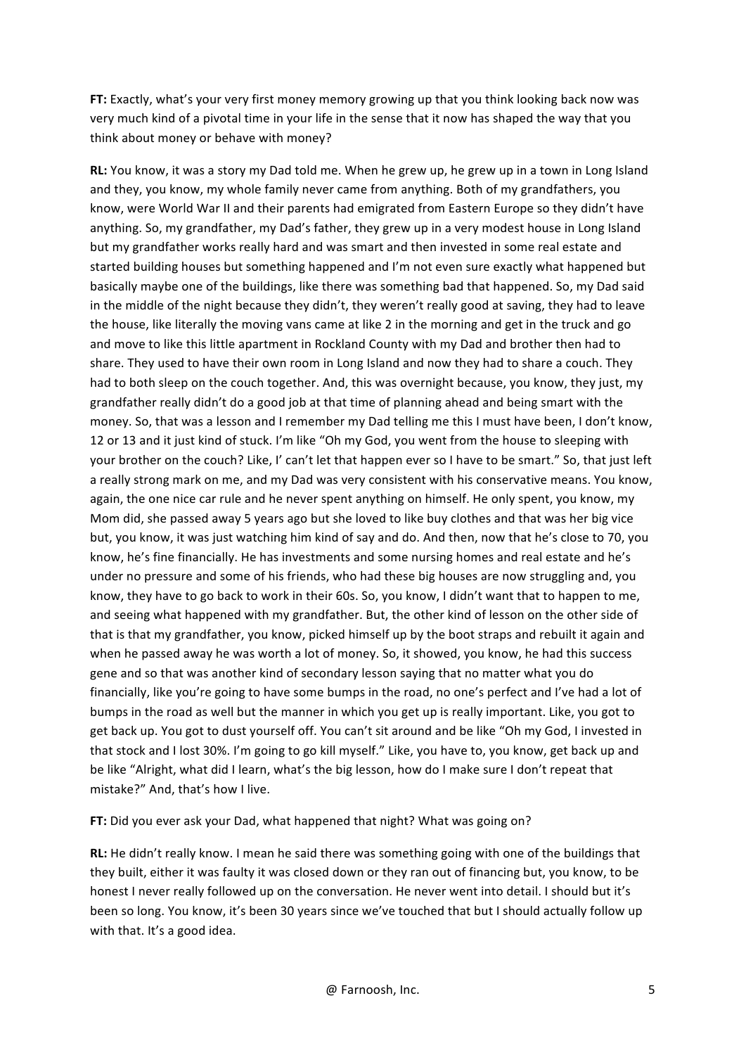**FT:** Exactly, what's your very first money memory growing up that you think looking back now was very much kind of a pivotal time in your life in the sense that it now has shaped the way that you think about money or behave with money?

**RL:** You know, it was a story my Dad told me. When he grew up, he grew up in a town in Long Island and they, you know, my whole family never came from anything. Both of my grandfathers, you know, were World War II and their parents had emigrated from Eastern Europe so they didn't have anything. So, my grandfather, my Dad's father, they grew up in a very modest house in Long Island but my grandfather works really hard and was smart and then invested in some real estate and started building houses but something happened and I'm not even sure exactly what happened but basically maybe one of the buildings, like there was something bad that happened. So, my Dad said in the middle of the night because they didn't, they weren't really good at saving, they had to leave the house, like literally the moving vans came at like 2 in the morning and get in the truck and go and move to like this little apartment in Rockland County with my Dad and brother then had to share. They used to have their own room in Long Island and now they had to share a couch. They had to both sleep on the couch together. And, this was overnight because, you know, they just, my grandfather really didn't do a good job at that time of planning ahead and being smart with the money. So, that was a lesson and I remember my Dad telling me this I must have been, I don't know, 12 or 13 and it just kind of stuck. I'm like "Oh my God, you went from the house to sleeping with your brother on the couch? Like, I' can't let that happen ever so I have to be smart." So, that just left a really strong mark on me, and my Dad was very consistent with his conservative means. You know, again, the one nice car rule and he never spent anything on himself. He only spent, you know, my Mom did, she passed away 5 years ago but she loved to like buy clothes and that was her big vice but, you know, it was just watching him kind of say and do. And then, now that he's close to 70, you know, he's fine financially. He has investments and some nursing homes and real estate and he's under no pressure and some of his friends, who had these big houses are now struggling and, you know, they have to go back to work in their 60s. So, you know, I didn't want that to happen to me, and seeing what happened with my grandfather. But, the other kind of lesson on the other side of that is that my grandfather, you know, picked himself up by the boot straps and rebuilt it again and when he passed away he was worth a lot of money. So, it showed, you know, he had this success gene and so that was another kind of secondary lesson saying that no matter what you do financially, like you're going to have some bumps in the road, no one's perfect and I've had a lot of bumps in the road as well but the manner in which you get up is really important. Like, you got to get back up. You got to dust yourself off. You can't sit around and be like "Oh my God, I invested in that stock and I lost 30%. I'm going to go kill myself." Like, you have to, you know, get back up and be like "Alright, what did I learn, what's the big lesson, how do I make sure I don't repeat that mistake?" And, that's how I live.

**FT:** Did you ever ask your Dad, what happened that night? What was going on?

**RL:** He didn't really know. I mean he said there was something going with one of the buildings that they built, either it was faulty it was closed down or they ran out of financing but, you know, to be honest I never really followed up on the conversation. He never went into detail. I should but it's been so long. You know, it's been 30 years since we've touched that but I should actually follow up with that. It's a good idea.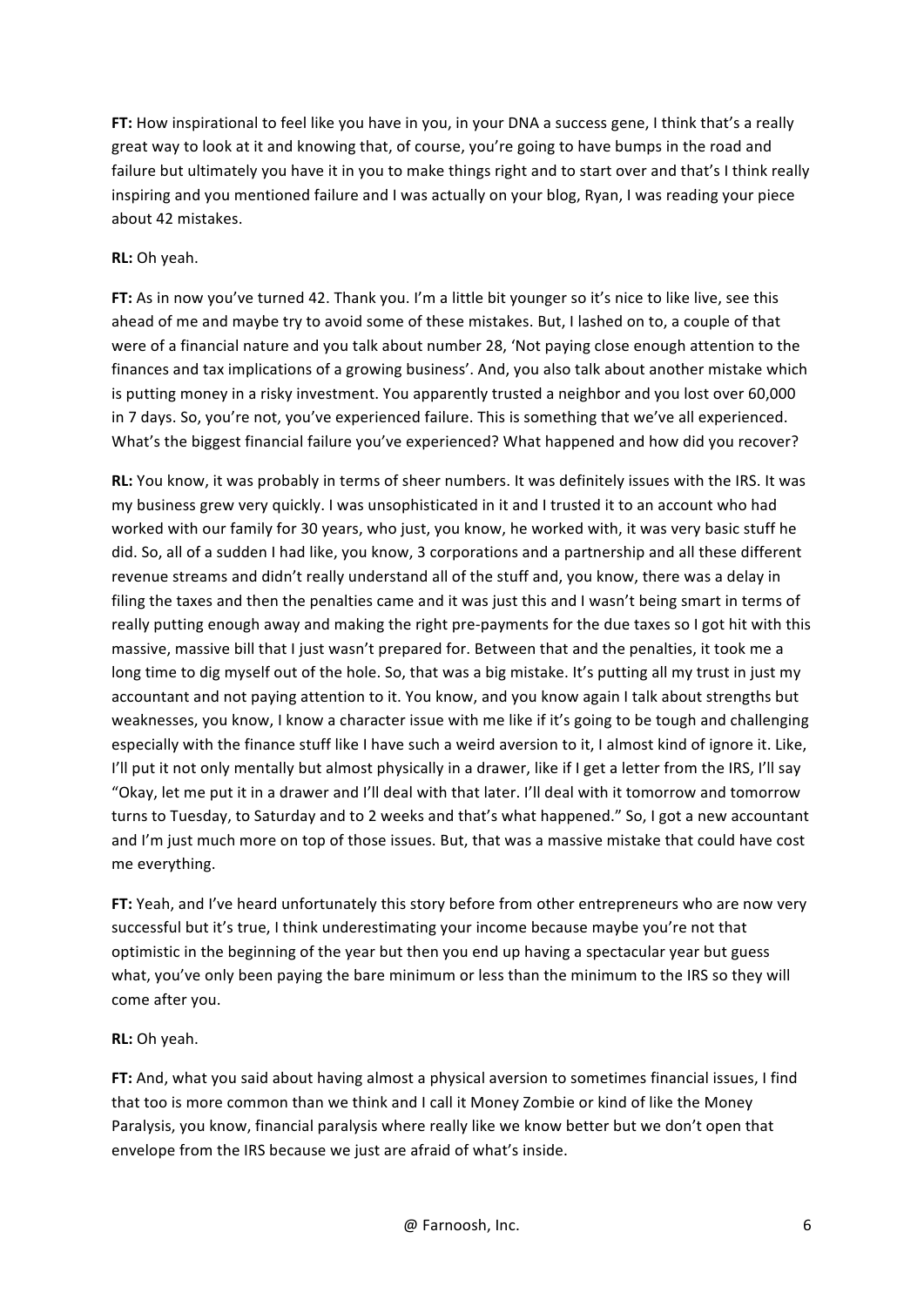**FT:** How inspirational to feel like you have in you, in your DNA a success gene, I think that's a really great way to look at it and knowing that, of course, you're going to have bumps in the road and failure but ultimately you have it in you to make things right and to start over and that's I think really inspiring and you mentioned failure and I was actually on your blog, Ryan, I was reading your piece about 42 mistakes.

**RL:** Oh yeah.

**FT:** As in now you've turned 42. Thank you. I'm a little bit younger so it's nice to like live, see this ahead of me and maybe try to avoid some of these mistakes. But, I lashed on to, a couple of that were of a financial nature and you talk about number 28, 'Not paying close enough attention to the finances and tax implications of a growing business'. And, you also talk about another mistake which is putting money in a risky investment. You apparently trusted a neighbor and you lost over 60,000 in 7 days. So, you're not, you've experienced failure. This is something that we've all experienced. What's the biggest financial failure you've experienced? What happened and how did you recover?

**RL:** You know, it was probably in terms of sheer numbers. It was definitely issues with the IRS. It was my business grew very quickly. I was unsophisticated in it and I trusted it to an account who had worked with our family for 30 years, who just, you know, he worked with, it was very basic stuff he did. So, all of a sudden I had like, you know, 3 corporations and a partnership and all these different revenue streams and didn't really understand all of the stuff and, you know, there was a delay in filing the taxes and then the penalties came and it was just this and I wasn't being smart in terms of really putting enough away and making the right pre-payments for the due taxes so I got hit with this massive, massive bill that I just wasn't prepared for. Between that and the penalties, it took me a long time to dig myself out of the hole. So, that was a big mistake. It's putting all my trust in just my accountant and not paying attention to it. You know, and you know again I talk about strengths but weaknesses, you know, I know a character issue with me like if it's going to be tough and challenging especially with the finance stuff like I have such a weird aversion to it, I almost kind of ignore it. Like, I'll put it not only mentally but almost physically in a drawer, like if I get a letter from the IRS, I'll say "Okay, let me put it in a drawer and I'll deal with that later. I'll deal with it tomorrow and tomorrow turns to Tuesday, to Saturday and to 2 weeks and that's what happened." So, I got a new accountant and I'm just much more on top of those issues. But, that was a massive mistake that could have cost me everything.

**FT:** Yeah, and I've heard unfortunately this story before from other entrepreneurs who are now very successful but it's true, I think underestimating your income because maybe you're not that optimistic in the beginning of the year but then you end up having a spectacular year but guess what, you've only been paying the bare minimum or less than the minimum to the IRS so they will come after you.

**RL:** Oh yeah.

**FT:** And, what you said about having almost a physical aversion to sometimes financial issues, I find that too is more common than we think and I call it Money Zombie or kind of like the Money Paralysis, you know, financial paralysis where really like we know better but we don't open that envelope from the IRS because we just are afraid of what's inside.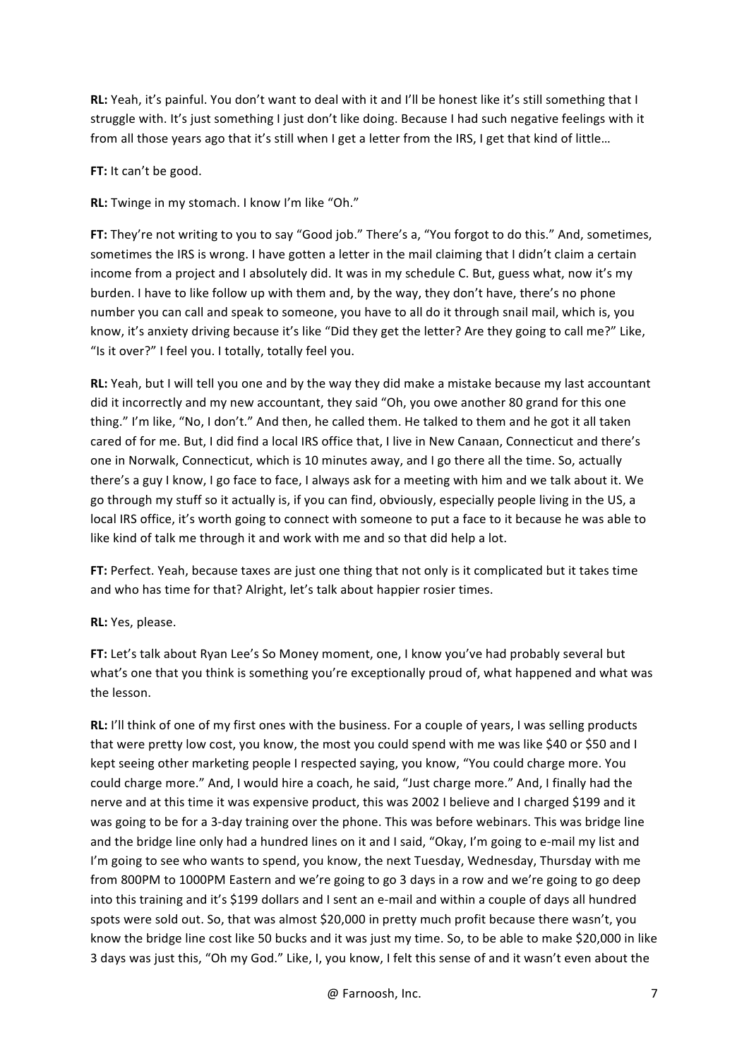**RL:** Yeah, it's painful. You don't want to deal with it and I'll be honest like it's still something that I struggle with. It's just something I just don't like doing. Because I had such negative feelings with it from all those years ago that it's still when I get a letter from the IRS, I get that kind of little…

**FT:** It can't be good.

**RL:** Twinge in my stomach. I know I'm like "Oh."

**FT:** They're not writing to you to say "Good job." There's a, "You forgot to do this." And, sometimes, sometimes the IRS is wrong. I have gotten a letter in the mail claiming that I didn't claim a certain income from a project and I absolutely did. It was in my schedule C. But, guess what, now it's my burden. I have to like follow up with them and, by the way, they don't have, there's no phone number you can call and speak to someone, you have to all do it through snail mail, which is, you know, it's anxiety driving because it's like "Did they get the letter? Are they going to call me?" Like, "Is it over?" I feel you. I totally, totally feel you.

**RL:** Yeah, but I will tell you one and by the way they did make a mistake because my last accountant did it incorrectly and my new accountant, they said "Oh, you owe another 80 grand for this one thing." I'm like, "No, I don't." And then, he called them. He talked to them and he got it all taken cared of for me. But, I did find a local IRS office that, I live in New Canaan, Connecticut and there's one in Norwalk, Connecticut, which is 10 minutes away, and I go there all the time. So, actually there's a guy I know, I go face to face, I always ask for a meeting with him and we talk about it. We go through my stuff so it actually is, if you can find, obviously, especially people living in the US, a local IRS office, it's worth going to connect with someone to put a face to it because he was able to like kind of talk me through it and work with me and so that did help a lot.

**FT:** Perfect. Yeah, because taxes are just one thing that not only is it complicated but it takes time and who has time for that? Alright, let's talk about happier rosier times.

**RL:** Yes, please.

**FT:** Let's talk about Ryan Lee's So Money moment, one, I know you've had probably several but what's one that you think is something you're exceptionally proud of, what happened and what was the lesson.

**RL:** I'll think of one of my first ones with the business. For a couple of years, I was selling products that were pretty low cost, you know, the most you could spend with me was like $40 or $50 and I kept seeing other marketing people I respected saying, you know, "You could charge more. You could charge more." And, I would hire a coach, he said, "Just charge more." And, I finally had the nerve and at this time it was expensive product, this was 2002 I believe and I charged $199 and it was going to be for a 3-day training over the phone. This was before webinars. This was bridge line and the bridge line only had a hundred lines on it and I said, "Okay, I'm going to e-mail my list and I'm going to see who wants to spend, you know, the next Tuesday, Wednesday, Thursday with me from 800PM to 1000PM Eastern and we're going to go 3 days in a row and we're going to go deep into this training and it's $199 dollars and I sent an e-mail and within a couple of days all hundred spots were sold out. So, that was almost $20,000 in pretty much profit because there wasn't, you know the bridge line cost like 50 bucks and it was just my time. So, to be able to make $20,000 in like 3 days was just this, "Oh my God." Like, I, you know, I felt this sense of and it wasn't even about the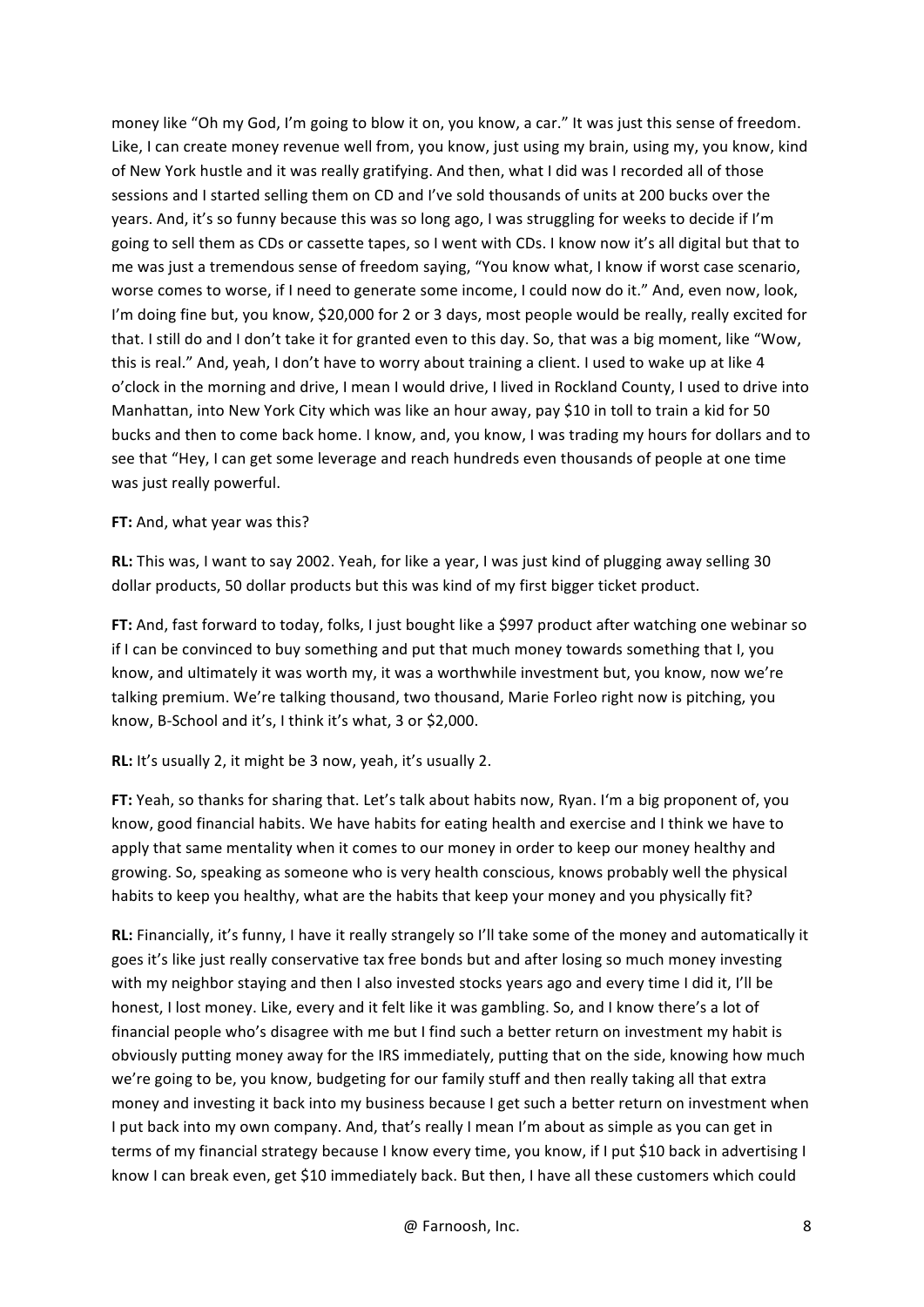money like "Oh my God, I'm going to blow it on, you know, a car." It was just this sense of freedom. Like, I can create money revenue well from, you know, just using my brain, using my, you know, kind of New York hustle and it was really gratifying. And then, what I did was I recorded all of those sessions and I started selling them on CD and I've sold thousands of units at 200 bucks over the years. And, it's so funny because this was so long ago, I was struggling for weeks to decide if I'm going to sell them as CDs or cassette tapes, so I went with CDs. I know now it's all digital but that to me was just a tremendous sense of freedom saying, "You know what, I know if worst case scenario, worse comes to worse, if I need to generate some income, I could now do it." And, even now, look, I'm doing fine but, you know, $20,000 for 2 or 3 days, most people would be really, really excited for that. I still do and I don't take it for granted even to this day. So, that was a big moment, like "Wow, this is real." And, yeah, I don't have to worry about training a client. I used to wake up at like 4 o'clock in the morning and drive, I mean I would drive, I lived in Rockland County, I used to drive into Manhattan, into New York City which was like an hour away, pay $10 in toll to train a kid for 50 bucks and then to come back home. I know, and, you know, I was trading my hours for dollars and to see that "Hey, I can get some leverage and reach hundreds even thousands of people at one time was just really powerful.

**FT:** And, what year was this?

**RL:** This was, I want to say 2002. Yeah, for like a year, I was just kind of plugging away selling 30 dollar products, 50 dollar products but this was kind of my first bigger ticket product.

**FT:** And, fast forward to today, folks, I just bought like a $997 product after watching one webinar so if I can be convinced to buy something and put that much money towards something that I, you know, and ultimately it was worth my, it was a worthwhile investment but, you know, now we're talking premium. We're talking thousand, two thousand, Marie Forleo right now is pitching, you know, B-School and it's, I think it's what, 3 or $2,000.

**RL:** It's usually 2, it might be 3 now, yeah, it's usually 2.

**FT:** Yeah, so thanks for sharing that. Let's talk about habits now, Ryan. I'm a big proponent of, you know, good financial habits. We have habits for eating health and exercise and I think we have to apply that same mentality when it comes to our money in order to keep our money healthy and growing. So, speaking as someone who is very health conscious, knows probably well the physical habits to keep you healthy, what are the habits that keep your money and you physically fit?

**RL:** Financially, it's funny, I have it really strangely so I'll take some of the money and automatically it goes it's like just really conservative tax free bonds but and after losing so much money investing with my neighbor staying and then I also invested stocks years ago and every time I did it, I'll be honest, I lost money. Like, every and it felt like it was gambling. So, and I know there's a lot of financial people who's disagree with me but I find such a better return on investment my habit is obviously putting money away for the IRS immediately, putting that on the side, knowing how much we're going to be, you know, budgeting for our family stuff and then really taking all that extra money and investing it back into my business because I get such a better return on investment when I put back into my own company. And, that's really I mean I'm about as simple as you can get in terms of my financial strategy because I know every time, you know, if I put $10 back in advertising I know I can break even, get $10 immediately back. But then, I have all these customers which could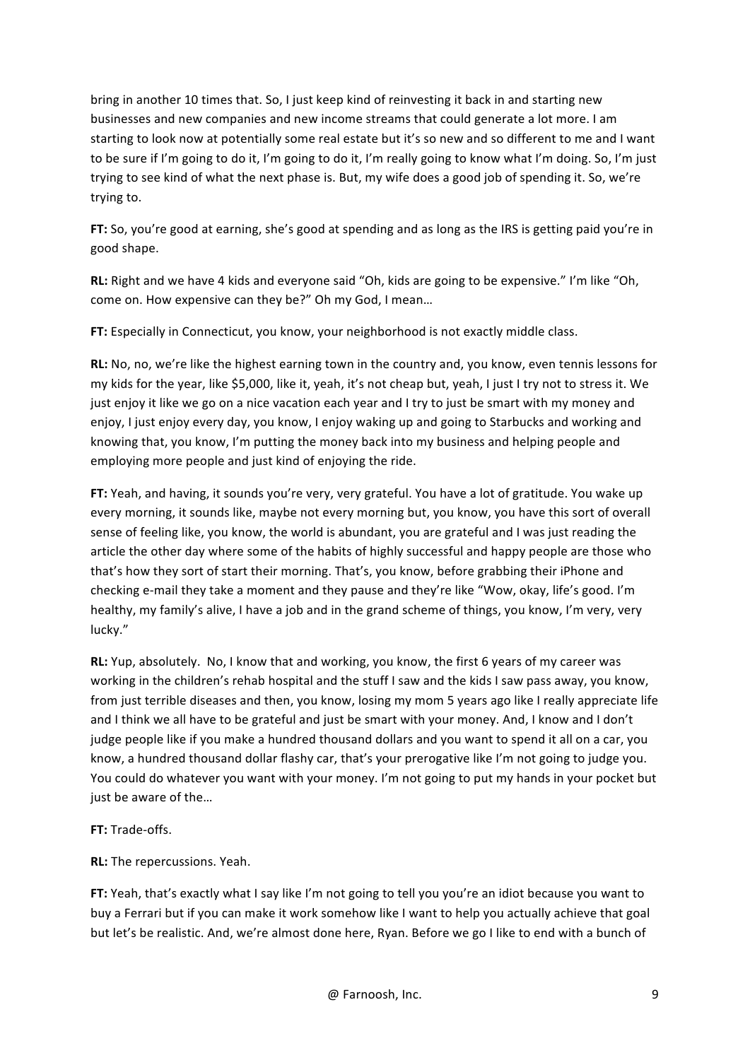bring in another 10 times that. So, I just keep kind of reinvesting it back in and starting new businesses and new companies and new income streams that could generate a lot more. I am starting to look now at potentially some real estate but it's so new and so different to me and I want to be sure if I'm going to do it, I'm going to do it, I'm really going to know what I'm doing. So, I'm just trying to see kind of what the next phase is. But, my wife does a good job of spending it. So, we're trying to.

**FT:** So, you're good at earning, she's good at spending and as long as the IRS is getting paid you're in good shape.

**RL:** Right and we have 4 kids and everyone said "Oh, kids are going to be expensive." I'm like "Oh, come on. How expensive can they be?" Oh my God, I mean…

**FT:** Especially in Connecticut, you know, your neighborhood is not exactly middle class.

**RL:** No, no, we're like the highest earning town in the country and, you know, even tennis lessons for my kids for the year, like $5,000, like it, yeah, it's not cheap but, yeah, I just I try not to stress it. We just enjoy it like we go on a nice vacation each year and I try to just be smart with my money and enjoy, I just enjoy every day, you know, I enjoy waking up and going to Starbucks and working and knowing that, you know, I'm putting the money back into my business and helping people and employing more people and just kind of enjoying the ride.

**FT:** Yeah, and having, it sounds you're very, very grateful. You have a lot of gratitude. You wake up every morning, it sounds like, maybe not every morning but, you know, you have this sort of overall sense of feeling like, you know, the world is abundant, you are grateful and I was just reading the article the other day where some of the habits of highly successful and happy people are those who that's how they sort of start their morning. That's, you know, before grabbing their iPhone and checking e-mail they take a moment and they pause and they're like "Wow, okay, life's good. I'm healthy, my family's alive, I have a job and in the grand scheme of things, you know, I'm very, very lucky."

**RL:** Yup, absolutely. No, I know that and working, you know, the first 6 years of my career was working in the children's rehab hospital and the stuff I saw and the kids I saw pass away, you know, from just terrible diseases and then, you know, losing my mom 5 years ago like I really appreciate life and I think we all have to be grateful and just be smart with your money. And, I know and I don't judge people like if you make a hundred thousand dollars and you want to spend it all on a car, you know, a hundred thousand dollar flashy car, that's your prerogative like I'm not going to judge you. You could do whatever you want with your money. I'm not going to put my hands in your pocket but just be aware of the…

**FT:** Trade-offs.

**RL:** The repercussions. Yeah.

**FT:** Yeah, that's exactly what I say like I'm not going to tell you you're an idiot because you want to buy a Ferrari but if you can make it work somehow like I want to help you actually achieve that goal but let's be realistic. And, we're almost done here, Ryan. Before we go I like to end with a bunch of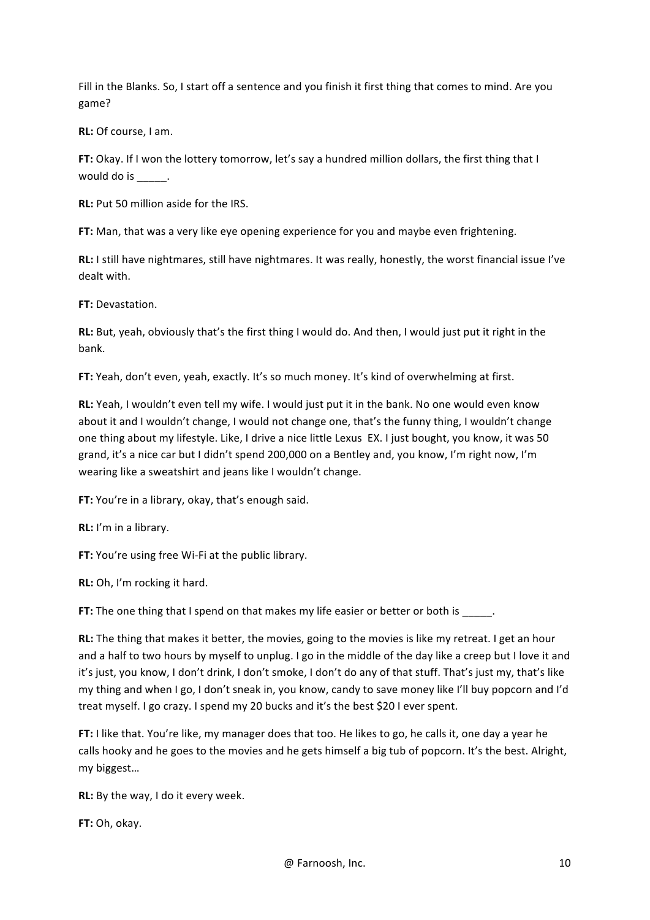Fill in the Blanks. So, I start off a sentence and you finish it first thing that comes to mind. Are you game?

**RL:** Of course, I am.

**FT:** Okay. If I won the lottery tomorrow, let's say a hundred million dollars, the first thing that I would do is _____.

**RL:** Put 50 million aside for the IRS.

**FT:** Man, that was a very like eye opening experience for you and maybe even frightening.

**RL:** I still have nightmares, still have nightmares. It was really, honestly, the worst financial issue I've dealt with.

**FT:** Devastation.

**RL:** But, yeah, obviously that's the first thing I would do. And then, I would just put it right in the bank.

**FT:** Yeah, don't even, yeah, exactly. It's so much money. It's kind of overwhelming at first.

**RL:** Yeah, I wouldn't even tell my wife. I would just put it in the bank. No one would even know about it and I wouldn't change, I would not change one, that's the funny thing, I wouldn't change one thing about my lifestyle. Like, I drive a nice little Lexus EX. I just bought, you know, it was 50 grand, it's a nice car but I didn't spend 200,000 on a Bentley and, you know, I'm right now, I'm wearing like a sweatshirt and jeans like I wouldn't change.

**FT:** You're in a library, okay, that's enough said.

**RL:** I'm in a library.

**FT:** You're using free Wi-Fi at the public library.

**RL:** Oh, I'm rocking it hard.

**FT:** The one thing that I spend on that makes my life easier or better or both is _____.

**RL:** The thing that makes it better, the movies, going to the movies is like my retreat. I get an hour and a half to two hours by myself to unplug. I go in the middle of the day like a creep but I love it and it's just, you know, I don't drink, I don't smoke, I don't do any of that stuff. That's just my, that's like my thing and when I go, I don't sneak in, you know, candy to save money like I'll buy popcorn and I'd treat myself. I go crazy. I spend my 20 bucks and it's the best $20 I ever spent.

**FT:** I like that. You're like, my manager does that too. He likes to go, he calls it, one day a year he calls hooky and he goes to the movies and he gets himself a big tub of popcorn. It's the best. Alright, my biggest…

**RL:** By the way, I do it every week.

**FT:** Oh, okay.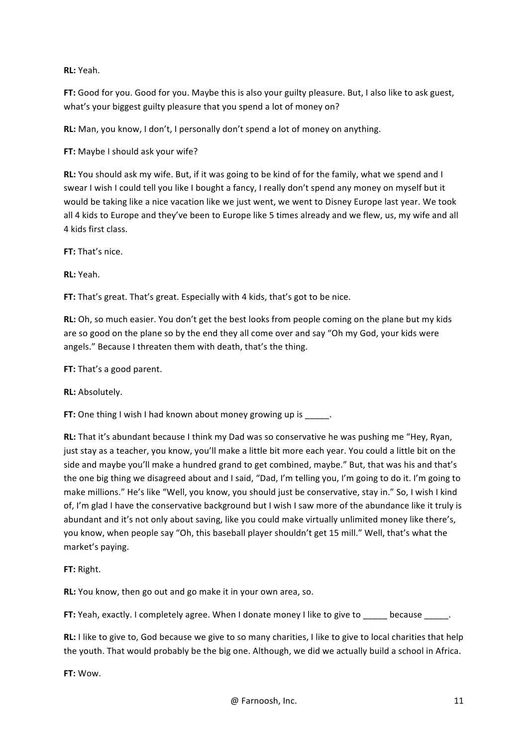**RL:** Yeah.

**FT:** Good for you. Good for you. Maybe this is also your guilty pleasure. But, I also like to ask guest, what's your biggest guilty pleasure that you spend a lot of money on?

**RL:** Man, you know, I don't, I personally don't spend a lot of money on anything.

**FT:** Maybe I should ask your wife?

**RL:** You should ask my wife. But, if it was going to be kind of for the family, what we spend and I swear I wish I could tell you like I bought a fancy, I really don't spend any money on myself but it would be taking like a nice vacation like we just went, we went to Disney Europe last year. We took all 4 kids to Europe and they've been to Europe like 5 times already and we flew, us, my wife and all 4 kids first class.

**FT:** That's nice.

**RL:** Yeah.

**FT:** That's great. That's great. Especially with 4 kids, that's got to be nice.

**RL:** Oh, so much easier. You don't get the best looks from people coming on the plane but my kids are so good on the plane so by the end they all come over and say "Oh my God, your kids were angels." Because I threaten them with death, that's the thing.

**FT:** That's a good parent.

**RL:** Absolutely.

**FT:** One thing I wish I had known about money growing up is _____.

**RL:** That it's abundant because I think my Dad was so conservative he was pushing me "Hey, Ryan, just stay as a teacher, you know, you'll make a little bit more each year. You could a little bit on the side and maybe you'll make a hundred grand to get combined, maybe." But, that was his and that's the one big thing we disagreed about and I said, "Dad, I'm telling you, I'm going to do it. I'm going to make millions." He's like "Well, you know, you should just be conservative, stay in." So, I wish I kind of, I'm glad I have the conservative background but I wish I saw more of the abundance like it truly is abundant and it's not only about saving, like you could make virtually unlimited money like there's, you know, when people say "Oh, this baseball player shouldn't get 15 mill." Well, that's what the market's paying.

**FT:** Right.

**RL:** You know, then go out and go make it in your own area, so.

**FT:** Yeah, exactly. I completely agree. When I donate money I like to give to _____ because _____.

**RL:** I like to give to, God because we give to so many charities, I like to give to local charities that help the youth. That would probably be the big one. Although, we did we actually build a school in Africa.

**FT:** Wow.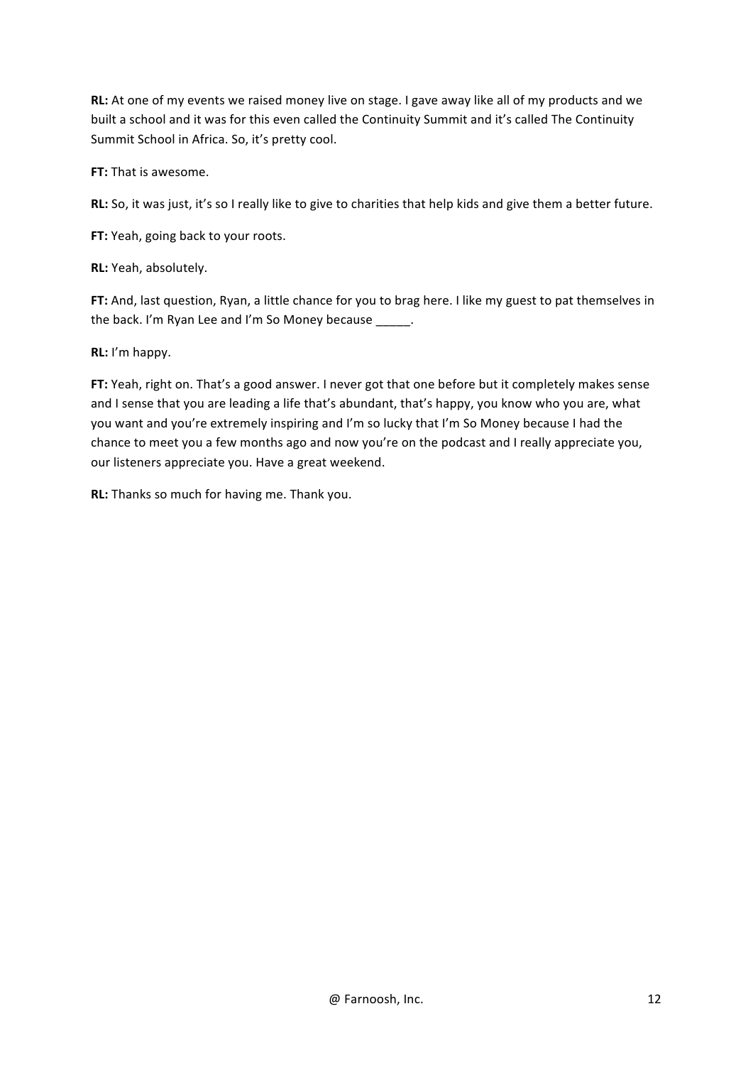**RL:** At one of my events we raised money live on stage. I gave away like all of my products and we built a school and it was for this even called the Continuity Summit and it's called The Continuity Summit School in Africa. So, it's pretty cool.

**FT:** That is awesome.

**RL:** So, it was just, it's so I really like to give to charities that help kids and give them a better future.

**FT:** Yeah, going back to your roots.

**RL:** Yeah, absolutely.

**FT:** And, last question, Ryan, a little chance for you to brag here. I like my guest to pat themselves in the back. I'm Ryan Lee and I'm So Money because _____.

**RL:** I'm happy.

**FT:** Yeah, right on. That's a good answer. I never got that one before but it completely makes sense and I sense that you are leading a life that's abundant, that's happy, you know who you are, what you want and you're extremely inspiring and I'm so lucky that I'm So Money because I had the chance to meet you a few months ago and now you're on the podcast and I really appreciate you, our listeners appreciate you. Have a great weekend.

**RL:** Thanks so much for having me. Thank you.